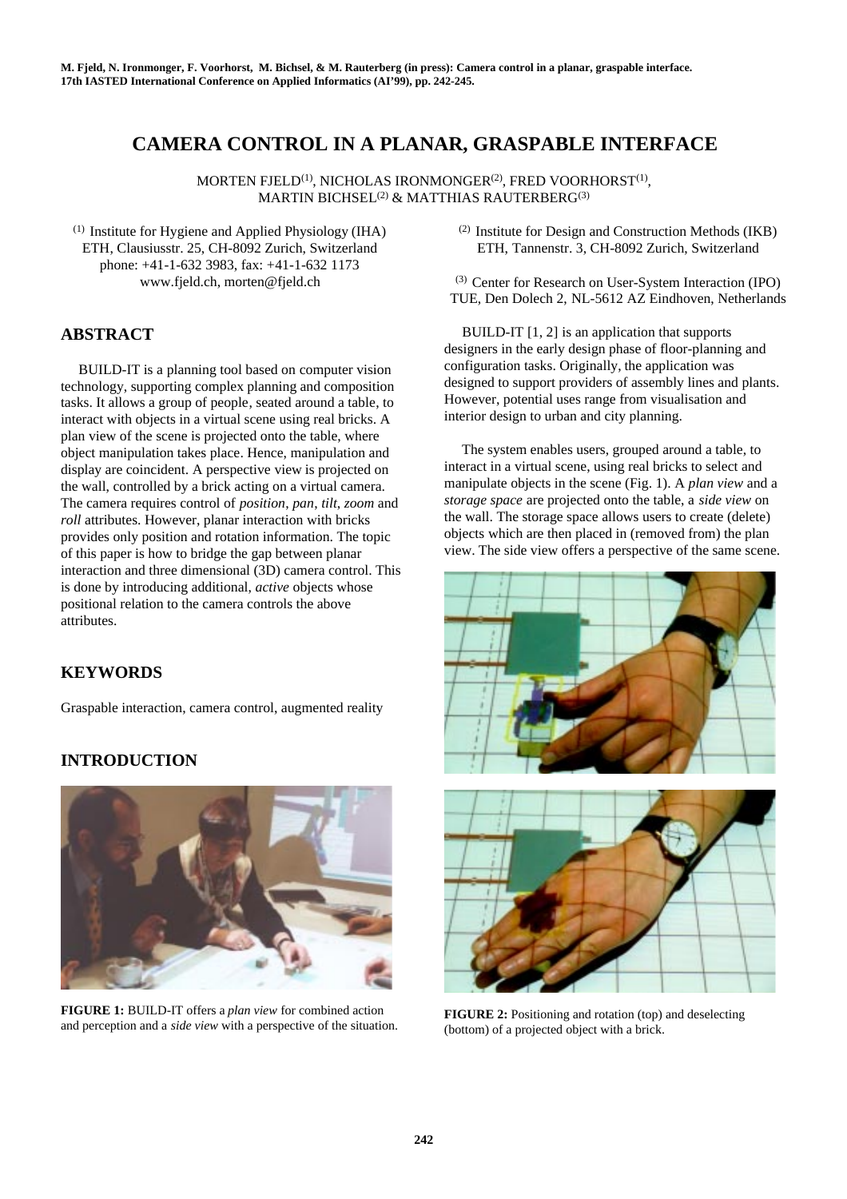M. Fjeld, N. Ironmonger, F. Voorhorst, M. Bichsel, & M. Rauterberg (in press): Camera control in a planar, graspable interface. 17th IASTED International Conference on Applied Informatics (AI'99), pp. 242-245.

# CAMERA CONTROL IN A PLANAR, GRASPABLE INTERFACE

MORTEN FJELD[(1)], NICHOLAS IRONMONGER[(2)], FRED VOORHORST[(1)], MARTIN BICHSEL[(2)] & MATTHIAS RAUTERBERG[(3)]

[(1)] Institute for Hygiene and Applied Physiology (IHA)
ETH, Clausiusstr. 25, CH-8092 Zurich, Switzerland
phone: +41-1-632 3983, fax: +41-1-632 1173
www.fjeld.ch, morten@fjeld.ch

[(2)] Institute for Design and Construction Methods (IKB)
ETH, Tannenstr. 3, CH-8092 Zurich, Switzerland

[(3)] Center for Research on User-System Interaction (IPO)
TUE, Den Dolech 2, NL-5612 AZ Eindhoven, Netherlands

## ABSTRACT

BUILD-IT is a planning tool based on computer vision technology, supporting complex planning and composition tasks. It allows a group of people, seated around a table, to interact with objects in a virtual scene using real bricks. A plan view of the scene is projected onto the table, where object manipulation takes place. Hence, manipulation and display are coincident. A perspective view is projected on the wall, controlled by a brick acting on a virtual camera. The camera requires control of *position*, *pan*, *tilt*, *zoom* and *roll* attributes. However, planar interaction with bricks provides only position and rotation information. The topic of this paper is how to bridge the gap between planar interaction and three dimensional (3D) camera control. This is done by introducing additional, *active* objects whose positional relation to the camera controls the above attributes.

## KEYWORDS

Graspable interaction, camera control, augmented reality

## INTRODUCTION

**FIGURE 1:** BUILD-IT offers a *plan view* for combined action and perception and a *side view* with a perspective of the situation.

BUILD-IT [1, 2] is an application that supports designers in the early design phase of floor-planning and configuration tasks. Originally, the application was designed to support providers of assembly lines and plants. However, potential uses range from visualisation and interior design to urban and city planning.

The system enables users, grouped around a table, to interact in a virtual scene, using real bricks to select and manipulate objects in the scene (Fig. 1). A *plan view* and a *storage space* are projected onto the table, a *side view* on the wall. The storage space allows users to create (delete) objects which are then placed in (removed from) the plan view. The side view offers a perspective of the same scene.

**FIGURE 2:** Positioning and rotation (top) and deselecting (bottom) of a projected object with a brick.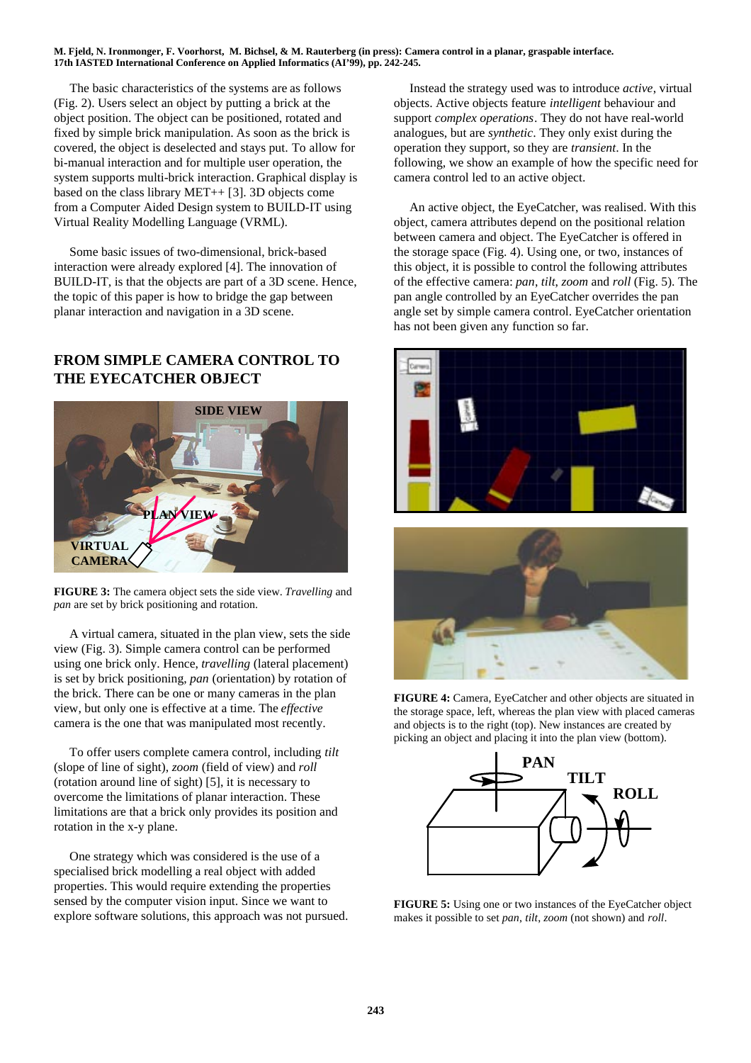The basic characteristics of the systems are as follows (Fig. 2). Users select an object by putting a brick at the object position. The object can be positioned, rotated and fixed by simple brick manipulation. As soon as the brick is covered, the object is deselected and stays put. To allow for bi-manual interaction and for multiple user operation, the system supports multi-brick interaction. Graphical display is based on the class library MET++ [3]. 3D objects come from a Computer Aided Design system to BUILD-IT using Virtual Reality Modelling Language (VRML).

Some basic issues of two-dimensional, brick-based interaction were already explored [4]. The innovation of BUILD-IT, is that the objects are part of a 3D scene. Hence, the topic of this paper is how to bridge the gap between planar interaction and navigation in a 3D scene.

## FROM SIMPLE CAMERA CONTROL TO THE EYECATCHER OBJECT

SIDE VIEW

PLAN VIEW

VIRTUAL CAMERA

**FIGURE 3:** The camera object sets the side view. *Travelling* and *pan* are set by brick positioning and rotation.

A virtual camera, situated in the plan view, sets the side view (Fig. 3). Simple camera control can be performed using one brick only. Hence, *travelling* (lateral placement) is set by brick positioning, *pan* (orientation) by rotation of the brick. There can be one or many cameras in the plan view, but only one is effective at a time. The *effective* camera is the one that was manipulated most recently.

To offer users complete camera control, including *tilt* (slope of line of sight), *zoom* (field of view) and *roll* (rotation around line of sight) [5], it is necessary to overcome the limitations of planar interaction. These limitations are that a brick only provides its position and rotation in the x-y plane.

One strategy which was considered is the use of a specialised brick modelling a real object with added properties. This would require extending the properties sensed by the computer vision input. Since we want to explore software solutions, this approach was not pursued.

Instead the strategy used was to introduce *active*, virtual objects. Active objects feature *intelligent* behaviour and support *complex operations*. They do not have real-world analogues, but are *synthetic*. They only exist during the operation they support, so they are *transient*. In the following, we show an example of how the specific need for camera control led to an active object.

An active object, the EyeCatcher, was realised. With this object, camera attributes depend on the positional relation between camera and object. The EyeCatcher is offered in the storage space (Fig. 4). Using one, or two, instances of this object, it is possible to control the following attributes of the effective camera: *pan*, *tilt*, *zoom* and *roll* (Fig. 5). The pan angle controlled by an EyeCatcher overrides the pan angle set by simple camera control. EyeCatcher orientation has not been given any function so far.

**FIGURE 4:** Camera, EyeCatcher and other objects are situated in the storage space, left, whereas the plan view with placed cameras and objects is to the right (top). New instances are created by picking an object and placing it into the plan view (bottom).

PAN

TILT

ROLL

**FIGURE 5:** Using one or two instances of the EyeCatcher object makes it possible to set *pan*, *tilt*, *zoom* (not shown) and *roll*.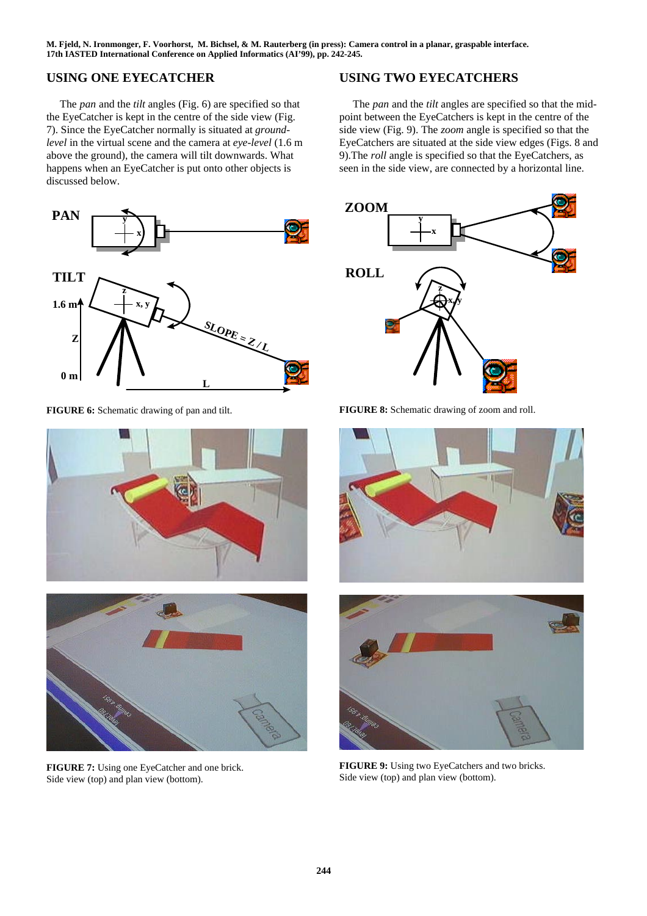## USING ONE EYECATCHER

The *pan* and the *tilt* angles (Fig. 6) are specified so that the EyeCatcher is kept in the centre of the side view (Fig. 7). Since the EyeCatcher normally is situated at *ground-level* in the virtual scene and the camera at *eye-level* (1.6 m above the ground), the camera will tilt downwards. What happens when an EyeCatcher is put onto other objects is discussed below.

PAN

TILT

1.6 m

Z

0 m

L

SLOPE = Z / L

**FIGURE 6:** Schematic drawing of pan and tilt.

**FIGURE 7:** Using one EyeCatcher and one brick. Side view (top) and plan view (bottom).

## USING TWO EYECATCHERS

The *pan* and the *tilt* angles are specified so that the mid-point between the EyeCatchers is kept in the centre of the side view (Fig. 9). The *zoom* angle is specified so that the EyeCatchers are situated at the side view edges (Figs. 8 and 9).The *roll* angle is specified so that the EyeCatchers, as seen in the side view, are connected by a horizontal line.

ZOOM

ROLL

**FIGURE 8:** Schematic drawing of zoom and roll.

**FIGURE 9:** Using two EyeCatchers and two bricks. Side view (top) and plan view (bottom).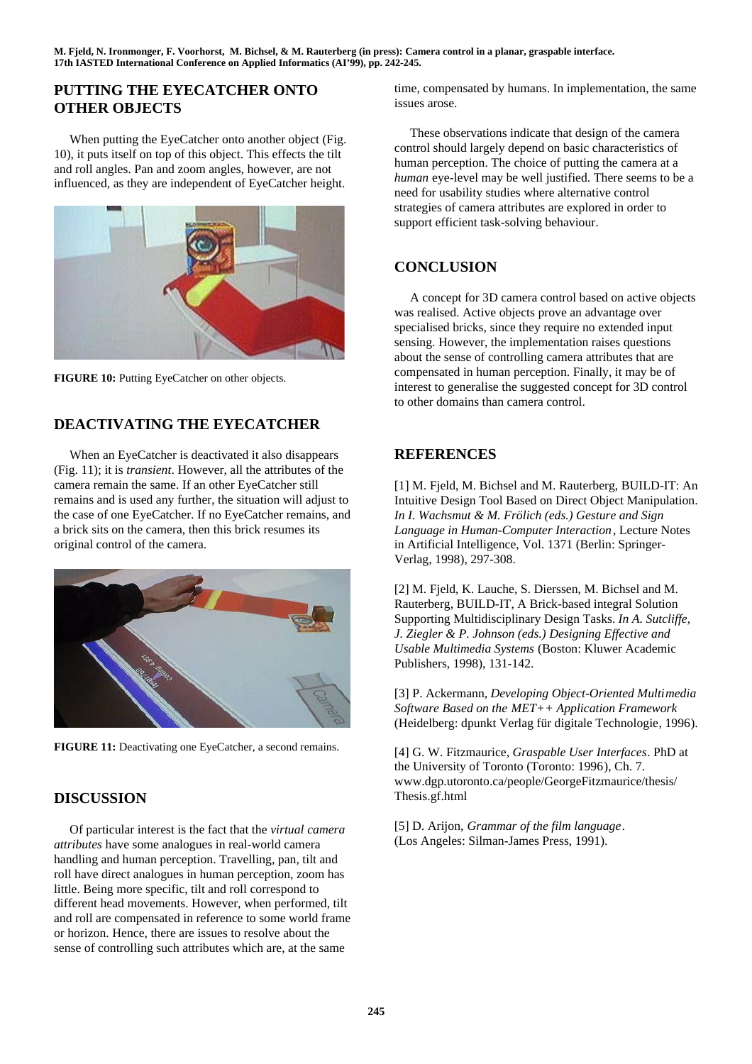## PUTTING THE EYECATCHER ONTO OTHER OBJECTS

When putting the EyeCatcher onto another object (Fig. 10), it puts itself on top of this object. This effects the tilt and roll angles. Pan and zoom angles, however, are not influenced, as they are independent of EyeCatcher height.

**FIGURE 10:** Putting EyeCatcher on other objects.

## DEACTIVATING THE EYECATCHER

When an EyeCatcher is deactivated it also disappears (Fig. 11); it is *transient*. However, all the attributes of the camera remain the same. If an other EyeCatcher still remains and is used any further, the situation will adjust to the case of one EyeCatcher. If no EyeCatcher remains, and a brick sits on the camera, then this brick resumes its original control of the camera.

**FIGURE 11:** Deactivating one EyeCatcher, a second remains.

## DISCUSSION

Of particular interest is the fact that the *virtual camera attributes* have some analogues in real-world camera handling and human perception. Travelling, pan, tilt and roll have direct analogues in human perception, zoom has little. Being more specific, tilt and roll correspond to different head movements. However, when performed, tilt and roll are compensated in reference to some world frame or horizon. Hence, there are issues to resolve about the sense of controlling such attributes which are, at the same time, compensated by humans. In implementation, the same issues arose.

These observations indicate that design of the camera control should largely depend on basic characteristics of human perception. The choice of putting the camera at a *human* eye-level may be well justified. There seems to be a need for usability studies where alternative control strategies of camera attributes are explored in order to support efficient task-solving behaviour.

## CONCLUSION

A concept for 3D camera control based on active objects was realised. Active objects prove an advantage over specialised bricks, since they require no extended input sensing. However, the implementation raises questions about the sense of controlling camera attributes that are compensated in human perception. Finally, it may be of interest to generalise the suggested concept for 3D control to other domains than camera control.

## REFERENCES

[1] M. Fjeld, M. Bichsel and M. Rauterberg, BUILD-IT: An Intuitive Design Tool Based on Direct Object Manipulation. *In I. Wachsmut & M. Frölich (eds.) Gesture and Sign Language in Human-Computer Interaction*, Lecture Notes in Artificial Intelligence, Vol. 1371 (Berlin: Springer-Verlag, 1998), 297-308.

[2] M. Fjeld, K. Lauche, S. Dierssen, M. Bichsel and M. Rauterberg, BUILD-IT, A Brick-based integral Solution Supporting Multidisciplinary Design Tasks. *In A. Sutcliffe, J. Ziegler & P. Johnson (eds.) Designing Effective and Usable Multimedia Systems* (Boston: Kluwer Academic Publishers, 1998), 131-142.

[3] P. Ackermann, *Developing Object-Oriented Multimedia Software Based on the MET++ Application Framework* (Heidelberg: dpunkt Verlag für digitale Technologie, 1996).

[4] G. W. Fitzmaurice, *Graspable User Interfaces*. PhD at the University of Toronto (Toronto: 1996), Ch. 7. www.dgp.utoronto.ca/people/GeorgeFitzmaurice/thesis/Thesis.gf.html

[5] D. Arijon, *Grammar of the film language*. (Los Angeles: Silman-James Press, 1991).